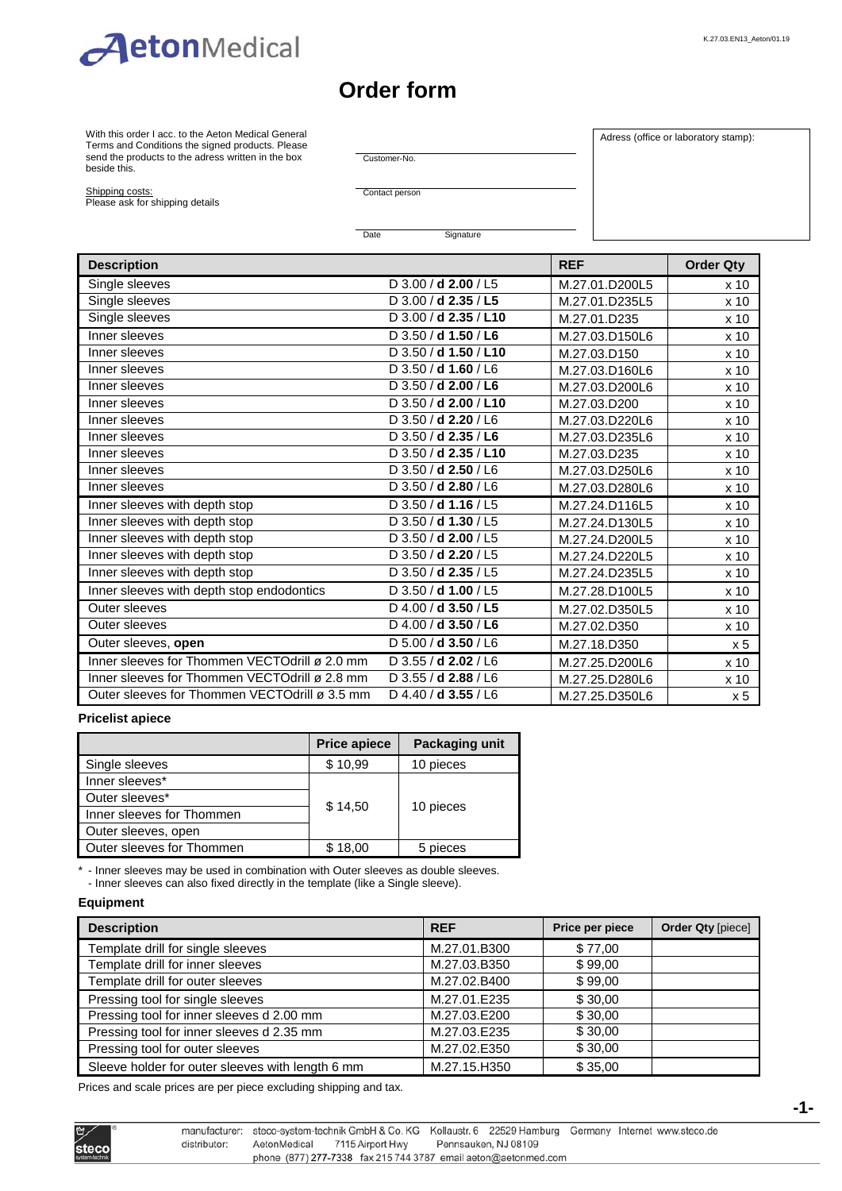AetonMedical

# Order form

With this order I acc. to the Aeton Medical General Terms and Conditions the signed products. Please send the products to the adress written in the box beside this.

Shipping costs:
Please ask for shipping details

Customer-No.

Contact person

Date Signature

Adress (office or laboratory stamp):

| Description | | REF | Order Qty |
|---|---|---|---|
| Single sleeves | D 3.00 / **d 2.00** / L5 | M.27.01.D200L5 | x 10 |
| Single sleeves | D 3.00 / **d 2.35** / **L5** | M.27.01.D235L5 | x 10 |
| Single sleeves | D 3.00 / **d 2.35** / **L10** | M.27.01.D235 | x 10 |
| Inner sleeves | D 3.50 / **d 1.50** / **L6** | M.27.03.D150L6 | x 10 |
| Inner sleeves | D 3.50 / **d 1.50** / **L10** | M.27.03.D150 | x 10 |
| Inner sleeves | D 3.50 / **d 1.60** / L6 | M.27.03.D160L6 | x 10 |
| Inner sleeves | D 3.50 / **d 2.00** / **L6** | M.27.03.D200L6 | x 10 |
| Inner sleeves | D 3.50 / **d 2.00** / **L10** | M.27.03.D200 | x 10 |
| Inner sleeves | D 3.50 / **d 2.20** / L6 | M.27.03.D220L6 | x 10 |
| Inner sleeves | D 3.50 / **d 2.35** / **L6** | M.27.03.D235L6 | x 10 |
| Inner sleeves | D 3.50 / **d 2.35** / **L10** | M.27.03.D235 | x 10 |
| Inner sleeves | D 3.50 / **d 2.50** / L6 | M.27.03.D250L6 | x 10 |
| Inner sleeves | D 3.50 / **d 2.80** / L6 | M.27.03.D280L6 | x 10 |
| Inner sleeves with depth stop | D 3.50 / **d 1.16** / L5 | M.27.24.D116L5 | x 10 |
| Inner sleeves with depth stop | D 3.50 / **d 1.30** / L5 | M.27.24.D130L5 | x 10 |
| Inner sleeves with depth stop | D 3.50 / **d 2.00** / L5 | M.27.24.D200L5 | x 10 |
| Inner sleeves with depth stop | D 3.50 / **d 2.20** / L5 | M.27.24.D220L5 | x 10 |
| Inner sleeves with depth stop | D 3.50 / **d 2.35** / L5 | M.27.24.D235L5 | x 10 |
| Inner sleeves with depth stop endodontics | D 3.50 / **d 1.00** / L5 | M.27.28.D100L5 | x 10 |
| Outer sleeves | D 4.00 / **d 3.50** / **L5** | M.27.02.D350L5 | x 10 |
| Outer sleeves | D 4.00 / **d 3.50** / **L6** | M.27.02.D350 | x 10 |
| Outer sleeves, **open** | D 5.00 / **d 3.50** / L6 | M.27.18.D350 | x 5 |
| Inner sleeves for Thommen VECTOdrill ø 2.0 mm | D 3.55 / **d 2.02** / L6 | M.27.25.D200L6 | x 10 |
| Inner sleeves for Thommen VECTOdrill ø 2.8 mm | D 3.55 / **d 2.88** / L6 | M.27.25.D280L6 | x 10 |
| Outer sleeves for Thommen VECTOdrill ø 3.5 mm | D 4.40 / **d 3.55** / L6 | M.27.25.D350L6 | x 5 |

**Pricelist apiece**

| | Price apiece | Packaging unit |
|---|---|---|
| Single sleeves | $ 10,99 | 10 pieces |
| Inner sleeves* | $ 14,50 | 10 pieces |
| Outer sleeves* | | |
| Inner sleeves for Thommen | | |
| Outer sleeves, open | | |
| Outer sleeves for Thommen | $ 18,00 | 5 pieces |

\* - Inner sleeves may be used in combination with Outer sleeves as double sleeves.
- Inner sleeves can also fixed directly in the template (like a Single sleeve).

**Equipment**

| Description | REF | Price per piece | Order Qty [piece] |
|---|---|---|---|
| Template drill for single sleeves | M.27.01.B300 | $ 77,00 | |
| Template drill for inner sleeves | M.27.03.B350 | $ 99,00 | |
| Template drill for outer sleeves | M.27.02.B400 | $ 99,00 | |
| Pressing tool for single sleeves | M.27.01.E235 | $ 30,00 | |
| Pressing tool for inner sleeves d 2.00 mm | M.27.03.E200 | $ 30,00 | |
| Pressing tool for inner sleeves d 2.35 mm | M.27.03.E235 | $ 30,00 | |
| Pressing tool for outer sleeves | M.27.02.E350 | $ 30,00 | |
| Sleeve holder for outer sleeves with length 6 mm | M.27.15.H350 | $ 35,00 | |

Prices and scale prices are per piece excluding shipping and tax.

manufacturer: steco-system-technik GmbH & Co. KG Kollaustr. 6 22529 Hamburg Germany Internet www.steco.de
distributor: AetonMedical 7115 Airport Hwy Pennsauken, NJ 08109
phone (877) 277-7338 fax 215 744 3787 email aeton@aetonmed.com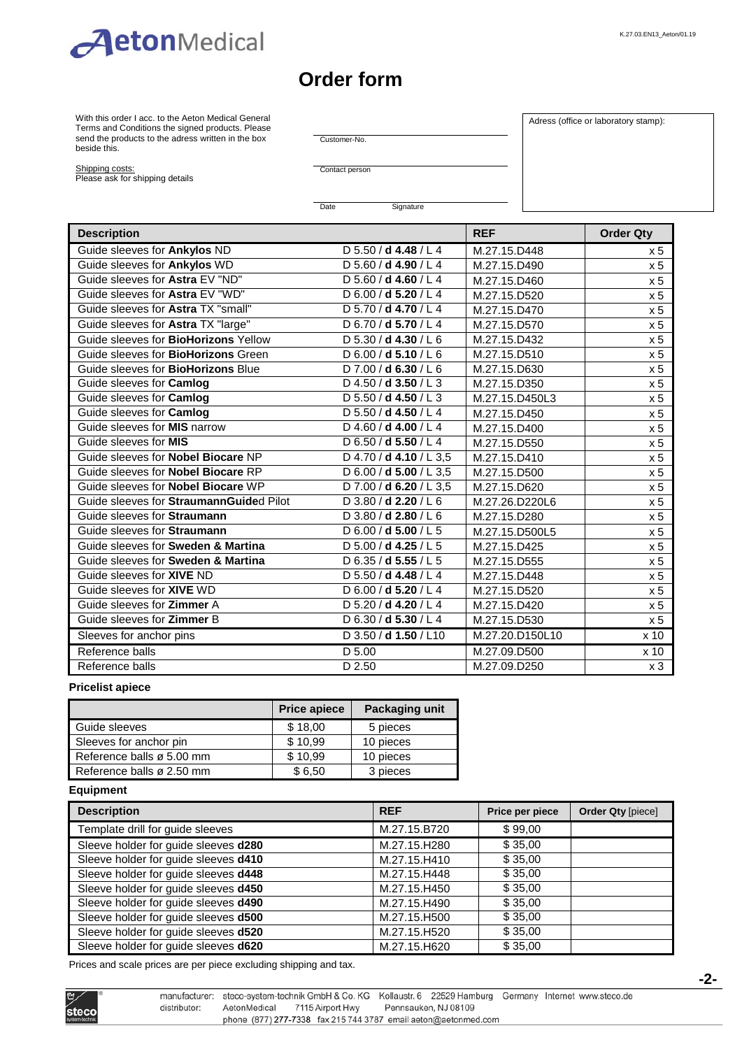# Order form

K.27.03.EN13_Aeton/01.19

With this order I acc. to the Aeton Medical General Terms and Conditions the signed products. Please send the products to the adress written in the box beside this.

Shipping costs:
Please ask for shipping details

Customer-No.

Contact person

Date Signature

Adress (office or laboratory stamp):

| Description | | REF | Order Qty |
|---|---|---|---|
| Guide sleeves for **Ankylos** ND | D 5.50 / **d 4.48** / L 4 | M.27.15.D448 | x 5 |
| Guide sleeves for **Ankylos** WD | D 5.60 / **d 4.90** / L 4 | M.27.15.D490 | x 5 |
| Guide sleeves for **Astra** EV "ND" | D 5.60 / **d 4.60** / L 4 | M.27.15.D460 | x 5 |
| Guide sleeves for **Astra** EV "WD" | D 6.00 / **d 5.20** / L 4 | M.27.15.D520 | x 5 |
| Guide sleeves for **Astra** TX "small" | D 5.70 / **d 4.70** / L 4 | M.27.15.D470 | x 5 |
| Guide sleeves for **Astra** TX "large" | D 6.70 / **d 5.70** / L 4 | M.27.15.D570 | x 5 |
| Guide sleeves for **BioHorizons** Yellow | D 5.30 / **d 4.30** / L 6 | M.27.15.D432 | x 5 |
| Guide sleeves for **BioHorizons** Green | D 6.00 / **d 5.10** / L 6 | M.27.15.D510 | x 5 |
| Guide sleeves for **BioHorizons** Blue | D 7.00 / **d 6.30** / L 6 | M.27.15.D630 | x 5 |
| Guide sleeves for **Camlog** | D 4.50 / **d 3.50** / L 3 | M.27.15.D350 | x 5 |
| Guide sleeves for **Camlog** | D 5.50 / **d 4.50** / L 3 | M.27.15.D450L3 | x 5 |
| Guide sleeves for **Camlog** | D 5.50 / **d 4.50** / L 4 | M.27.15.D450 | x 5 |
| Guide sleeves for **MIS** narrow | D 4.60 / **d 4.00** / L 4 | M.27.15.D400 | x 5 |
| Guide sleeves for **MIS** | D 6.50 / **d 5.50** / L 4 | M.27.15.D550 | x 5 |
| Guide sleeves for **Nobel Biocare** NP | D 4.70 / **d 4.10** / L 3,5 | M.27.15.D410 | x 5 |
| Guide sleeves for **Nobel Biocare** RP | D 6.00 / **d 5.00** / L 3,5 | M.27.15.D500 | x 5 |
| Guide sleeves for **Nobel Biocare** WP | D 7.00 / **d 6.20** / L 3,5 | M.27.15.D620 | x 5 |
| Guide sleeves for **StraumannGuide**d Pilot | D 3.80 / **d 2.20** / L 6 | M.27.26.D220L6 | x 5 |
| Guide sleeves for **Straumann** | D 3.80 / **d 2.80** / L 6 | M.27.15.D280 | x 5 |
| Guide sleeves for **Straumann** | D 6.00 / **d 5.00** / L 5 | M.27.15.D500L5 | x 5 |
| Guide sleeves for **Sweden & Martina** | D 5.00 / **d 4.25** / L 5 | M.27.15.D425 | x 5 |
| Guide sleeves for **Sweden & Martina** | D 6.35 / **d 5.55** / L 5 | M.27.15.D555 | x 5 |
| Guide sleeves for **XIVE** ND | D 5.50 / **d 4.48** / L 4 | M.27.15.D448 | x 5 |
| Guide sleeves for **XIVE** WD | D 6.00 / **d 5.20** / L 4 | M.27.15.D520 | x 5 |
| Guide sleeves for **Zimmer** A | D 5.20 / **d 4.20** / L 4 | M.27.15.D420 | x 5 |
| Guide sleeves for **Zimmer** B | D 6.30 / **d 5.30** / L 4 | M.27.15.D530 | x 5 |
| Sleeves for anchor pins | D 3.50 / **d 1.50** / L10 | M.27.20.D150L10 | x 10 |
| Reference balls | D 5.00 | M.27.09.D500 | x 10 |
| Reference balls | D 2.50 | M.27.09.D250 | x 3 |

**Pricelist apiece**

| | Price apiece | Packaging unit |
|---|---|---|
| Guide sleeves | $ 18,00 | 5 pieces |
| Sleeves for anchor pin | $ 10,99 | 10 pieces |
| Reference balls ø 5.00 mm | $ 10,99 | 10 pieces |
| Reference balls ø 2.50 mm | $ 6,50 | 3 pieces |

**Equipment**

| Description | REF | Price per piece | Order Qty [piece] |
|---|---|---|---|
| Template drill for guide sleeves | M.27.15.B720 | $ 99,00 | |
| Sleeve holder for guide sleeves **d280** | M.27.15.H280 | $ 35,00 | |
| Sleeve holder for guide sleeves **d410** | M.27.15.H410 | $ 35,00 | |
| Sleeve holder for guide sleeves **d448** | M.27.15.H448 | $ 35,00 | |
| Sleeve holder for guide sleeves **d450** | M.27.15.H450 | $ 35,00 | |
| Sleeve holder for guide sleeves **d490** | M.27.15.H490 | $ 35,00 | |
| Sleeve holder for guide sleeves **d500** | M.27.15.H500 | $ 35,00 | |
| Sleeve holder for guide sleeves **d520** | M.27.15.H520 | $ 35,00 | |
| Sleeve holder for guide sleeves **d620** | M.27.15.H620 | $ 35,00 | |

Prices and scale prices are per piece excluding shipping and tax.

manufacturer: steco-system-technik GmbH & Co. KG Kollaustr. 6 22529 Hamburg Germany Internet www.steco.de
distributor: AetonMedical 7115 Airport Hwy Pennsauken, NJ 08109
phone (877) 277-7338 fax 215 744 3787 email aeton@aetonmed.com